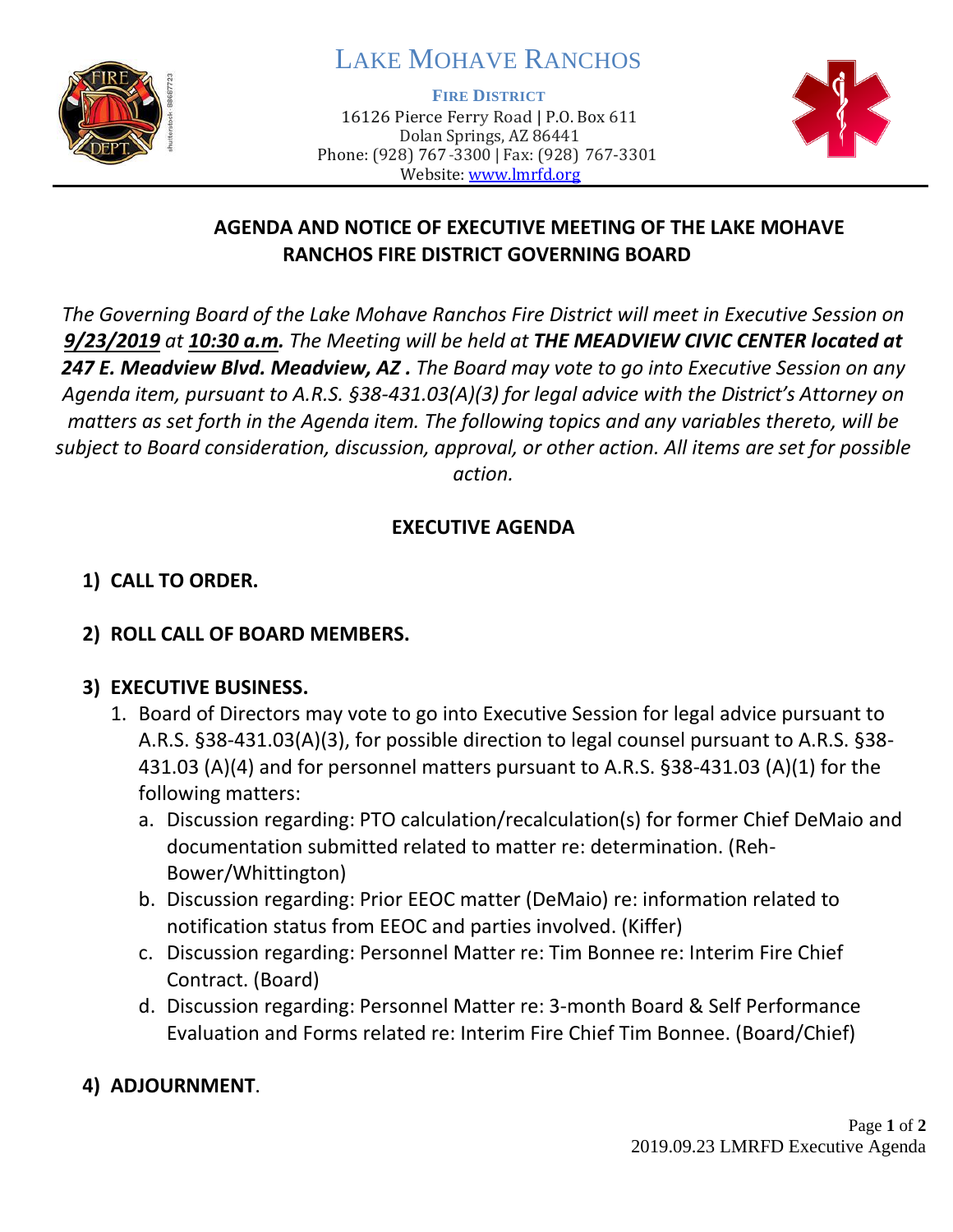# LAKE MOHAVE RANCHOS

**FIRE DISTRICT**

16126 Pierce Ferry Road | P.O. Box 611
Dolan Springs, AZ 86441
Phone: (928) 767-3300 | Fax: (928) 767-3301
Website: www.lmrfd.org

## AGENDA AND NOTICE OF EXECUTIVE MEETING OF THE LAKE MOHAVE RANCHOS FIRE DISTRICT GOVERNING BOARD

*The Governing Board of the Lake Mohave Ranchos Fire District will meet in Executive Session on **9/23/2019** at **10:30 a.m**. The Meeting will be held at **THE MEADVIEW CIVIC CENTER located at 247 E. Meadview Blvd. Meadview, AZ .** The Board may vote to go into Executive Session on any Agenda item, pursuant to A.R.S. §38-431.03(A)(3) for legal advice with the District's Attorney on matters as set forth in the Agenda item. The following topics and any variables thereto, will be subject to Board consideration, discussion, approval, or other action. All items are set for possible action.*

## EXECUTIVE AGENDA

1) **CALL TO ORDER.**

2) **ROLL CALL OF BOARD MEMBERS.**

3) **EXECUTIVE BUSINESS.**
   1. Board of Directors may vote to go into Executive Session for legal advice pursuant to A.R.S. §38-431.03(A)(3), for possible direction to legal counsel pursuant to A.R.S. §38-431.03 (A)(4) and for personnel matters pursuant to A.R.S. §38-431.03 (A)(1) for the following matters:
      a. Discussion regarding: PTO calculation/recalculation(s) for former Chief DeMaio and documentation submitted related to matter re: determination. (Reh-Bower/Whittington)
      b. Discussion regarding: Prior EEOC matter (DeMaio) re: information related to notification status from EEOC and parties involved. (Kiffer)
      c. Discussion regarding: Personnel Matter re: Tim Bonnee re: Interim Fire Chief Contract. (Board)
      d. Discussion regarding: Personnel Matter re: 3-month Board & Self Performance Evaluation and Forms related re: Interim Fire Chief Tim Bonnee. (Board/Chief)

4) **ADJOURNMENT**.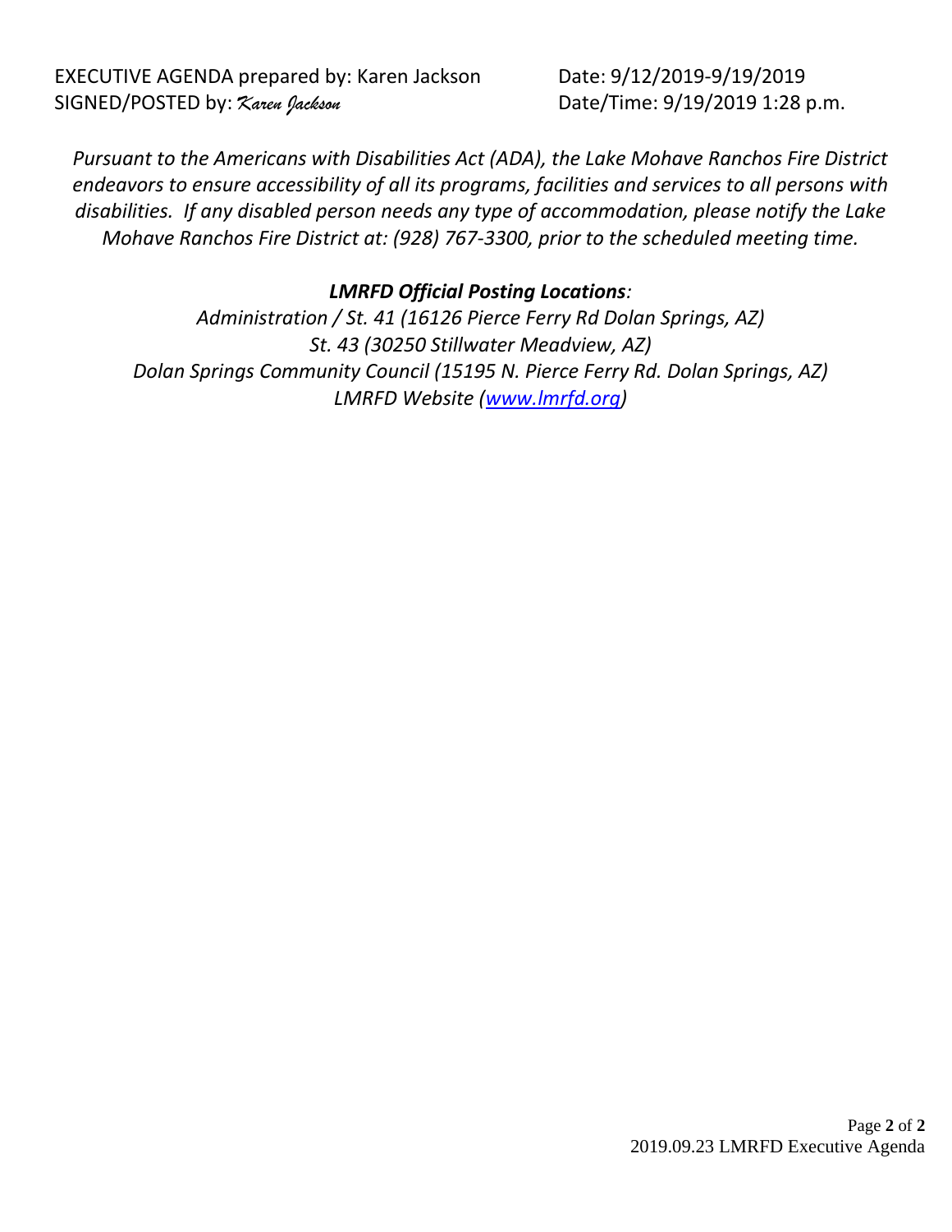EXECUTIVE AGENDA prepared by: Karen Jackson Date: 9/12/2019-9/19/2019
SIGNED/POSTED by: *Karen Jackson* Date/Time: 9/19/2019 1:28 p.m.

*Pursuant to the Americans with Disabilities Act (ADA), the Lake Mohave Ranchos Fire District endeavors to ensure accessibility of all its programs, facilities and services to all persons with disabilities. If any disabled person needs any type of accommodation, please notify the Lake Mohave Ranchos Fire District at: (928) 767-3300, prior to the scheduled meeting time.*

***LMRFD Official Posting Locations**:*
*Administration / St. 41 (16126 Pierce Ferry Rd Dolan Springs, AZ)*
*St. 43 (30250 Stillwater Meadview, AZ)*
*Dolan Springs Community Council (15195 N. Pierce Ferry Rd. Dolan Springs, AZ)*
*LMRFD Website (www.lmrfd.org)*